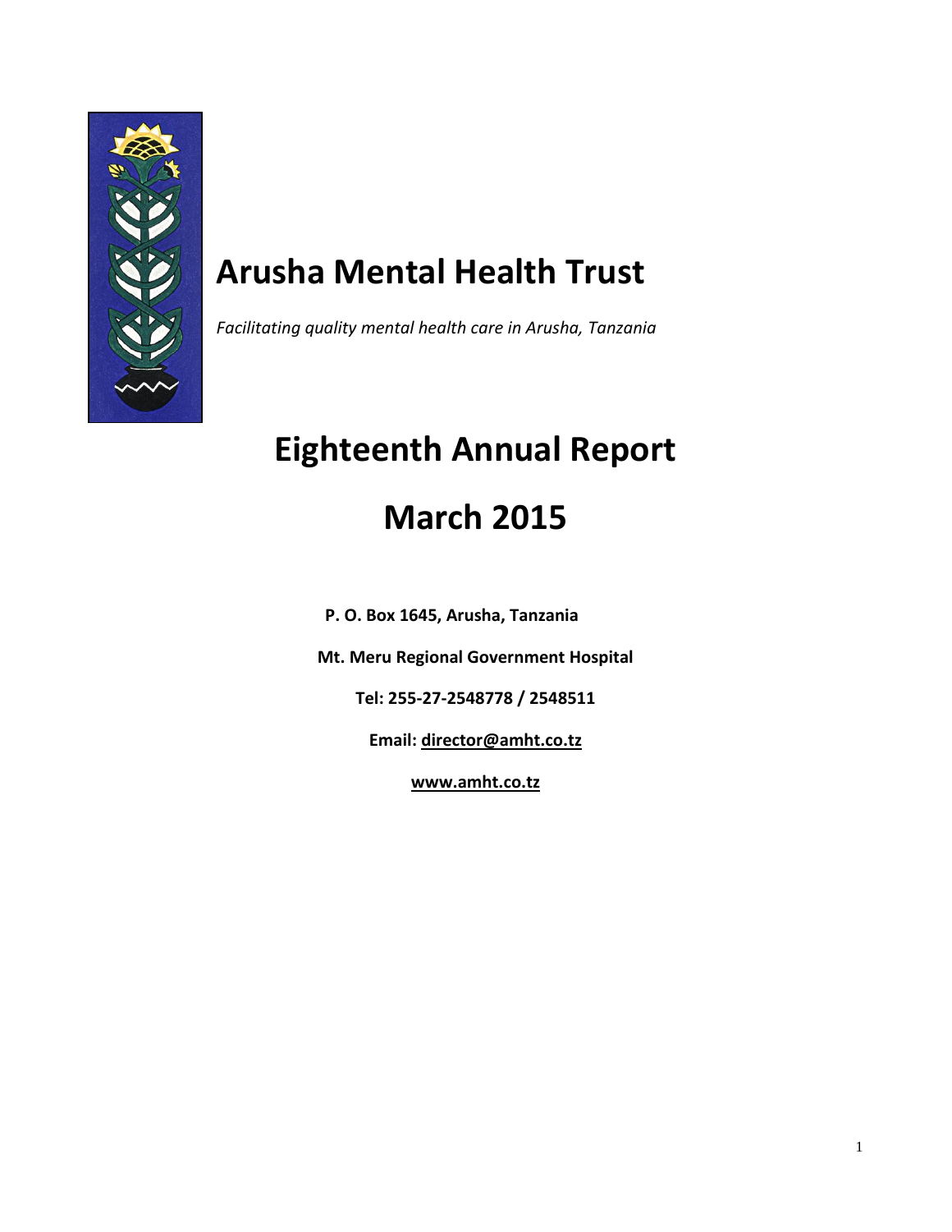# Arusha Mental Health Trust

*Facilitating quality mental health care in Arusha, Tanzania*

# Eighteenth Annual Report

# March 2015

**P. O. Box 1645, Arusha, Tanzania**

**Mt. Meru Regional Government Hospital**

**Tel: 255-27-2548778 / 2548511**

**Email: director@amht.co.tz**

**www.amht.co.tz**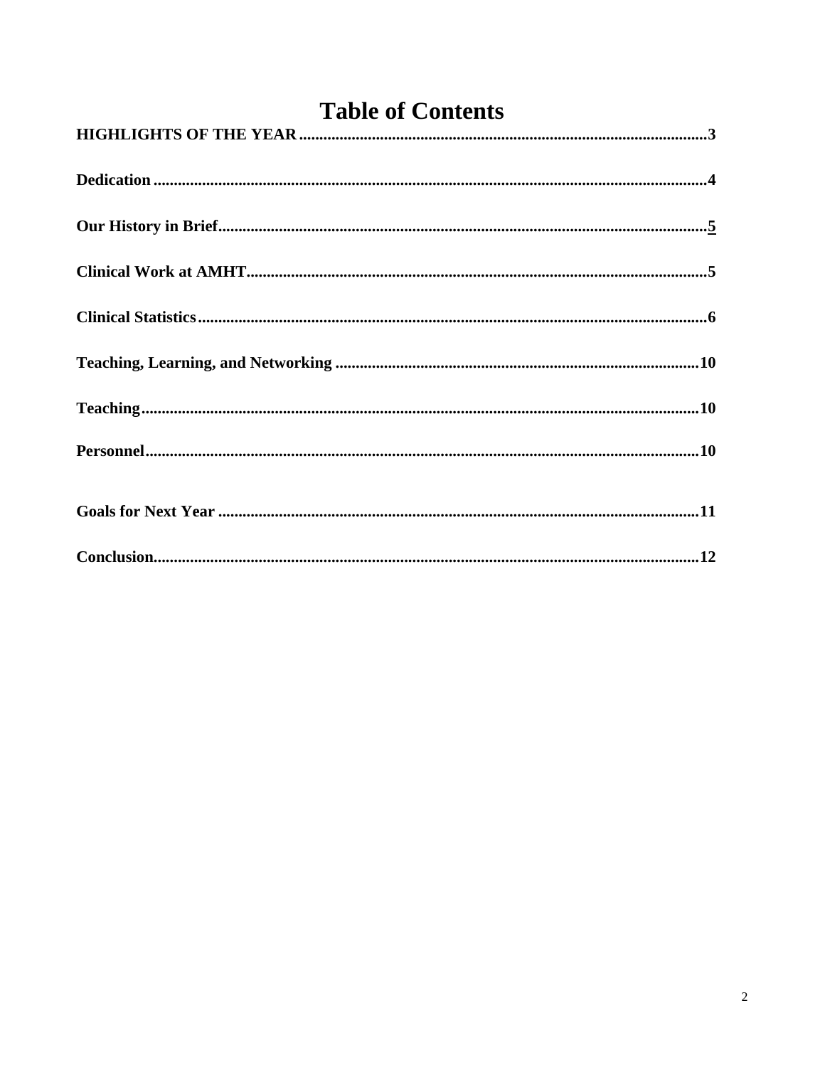# Table of Contents

**HIGHLIGHTS OF THE YEAR**.....................................................................................................3

**Dedication**........................................................................................................................4

**Our History in Brief**.........................................................................................................5

**Clinical Work at AMHT**..................................................................................................5

**Clinical Statistics**..............................................................................................................6

**Teaching, Learning, and Networking** ..........................................................................10

**Teaching**..........................................................................................................................10

**Personnel**.........................................................................................................................10

**Goals for Next Year** ........................................................................................................11

**Conclusion**.......................................................................................................................12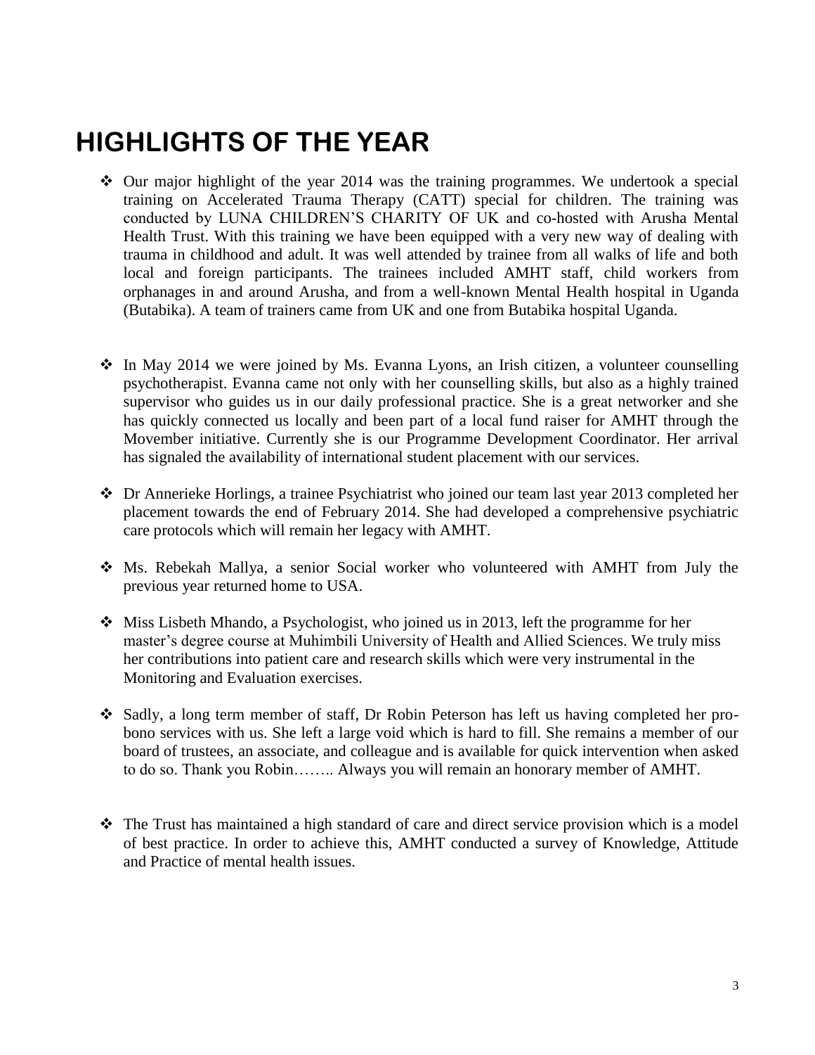# HIGHLIGHTS OF THE YEAR

- Our major highlight of the year 2014 was the training programmes. We undertook a special training on Accelerated Trauma Therapy (CATT) special for children. The training was conducted by LUNA CHILDREN'S CHARITY OF UK and co-hosted with Arusha Mental Health Trust. With this training we have been equipped with a very new way of dealing with trauma in childhood and adult. It was well attended by trainee from all walks of life and both local and foreign participants. The trainees included AMHT staff, child workers from orphanages in and around Arusha, and from a well-known Mental Health hospital in Uganda (Butabika). A team of trainers came from UK and one from Butabika hospital Uganda.

- In May 2014 we were joined by Ms. Evanna Lyons, an Irish citizen, a volunteer counselling psychotherapist. Evanna came not only with her counselling skills, but also as a highly trained supervisor who guides us in our daily professional practice. She is a great networker and she has quickly connected us locally and been part of a local fund raiser for AMHT through the Movember initiative. Currently she is our Programme Development Coordinator. Her arrival has signaled the availability of international student placement with our services.

- Dr Annerieke Horlings, a trainee Psychiatrist who joined our team last year 2013 completed her placement towards the end of February 2014. She had developed a comprehensive psychiatric care protocols which will remain her legacy with AMHT.

- Ms. Rebekah Mallya, a senior Social worker who volunteered with AMHT from July the previous year returned home to USA.

- Miss Lisbeth Mhando, a Psychologist, who joined us in 2013, left the programme for her master's degree course at Muhimbili University of Health and Allied Sciences. We truly miss her contributions into patient care and research skills which were very instrumental in the Monitoring and Evaluation exercises.

- Sadly, a long term member of staff, Dr Robin Peterson has left us having completed her pro-bono services with us. She left a large void which is hard to fill. She remains a member of our board of trustees, an associate, and colleague and is available for quick intervention when asked to do so. Thank you Robin…….. Always you will remain an honorary member of AMHT.

- The Trust has maintained a high standard of care and direct service provision which is a model of best practice. In order to achieve this, AMHT conducted a survey of Knowledge, Attitude and Practice of mental health issues.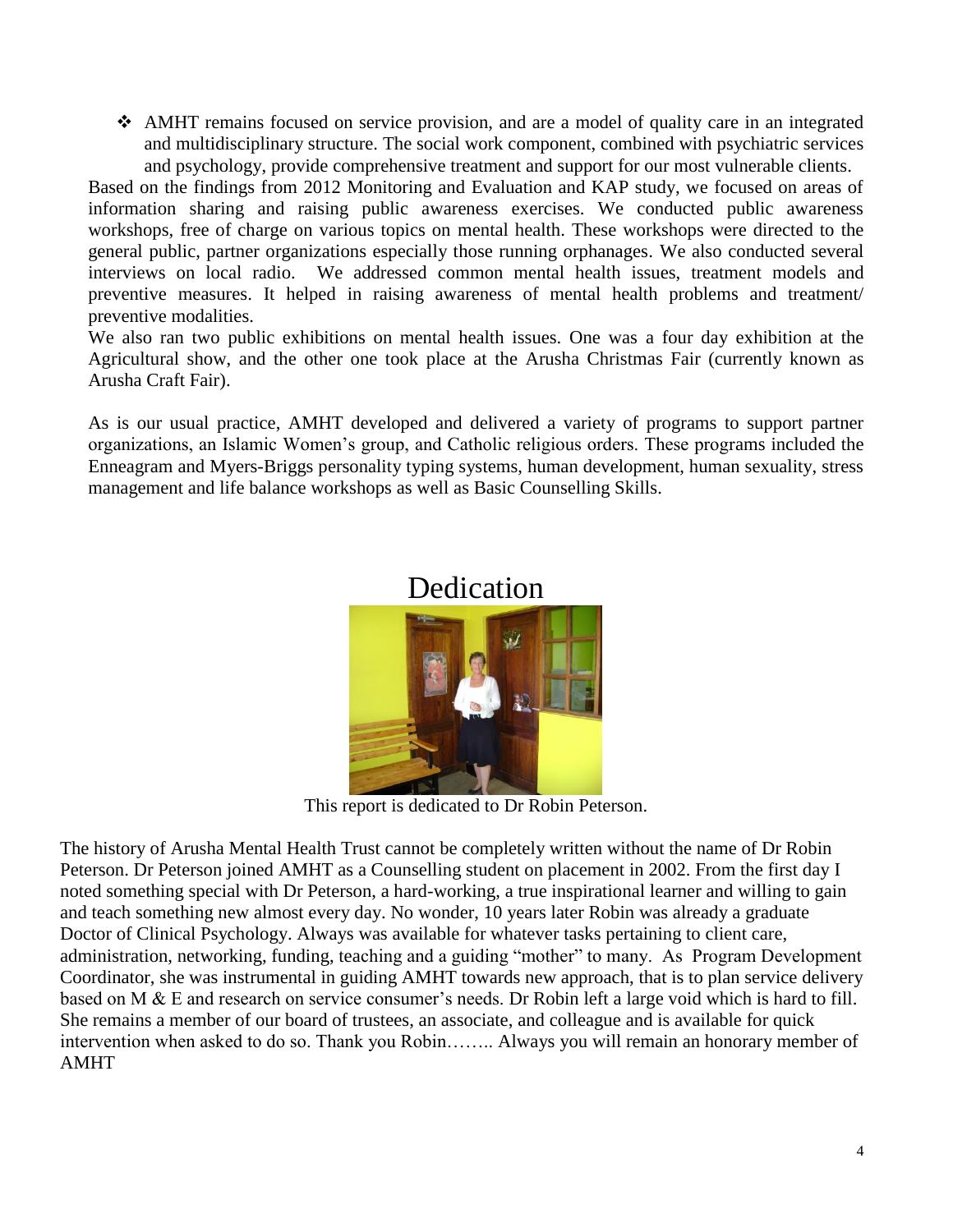- AMHT remains focused on service provision, and are a model of quality care in an integrated and multidisciplinary structure. The social work component, combined with psychiatric services and psychology, provide comprehensive treatment and support for our most vulnerable clients.

Based on the findings from 2012 Monitoring and Evaluation and KAP study, we focused on areas of information sharing and raising public awareness exercises. We conducted public awareness workshops, free of charge on various topics on mental health. These workshops were directed to the general public, partner organizations especially those running orphanages. We also conducted several interviews on local radio. We addressed common mental health issues, treatment models and preventive measures. It helped in raising awareness of mental health problems and treatment/ preventive modalities.

We also ran two public exhibitions on mental health issues. One was a four day exhibition at the Agricultural show, and the other one took place at the Arusha Christmas Fair (currently known as Arusha Craft Fair).

As is our usual practice, AMHT developed and delivered a variety of programs to support partner organizations, an Islamic Women's group, and Catholic religious orders. These programs included the Enneagram and Myers-Briggs personality typing systems, human development, human sexuality, stress management and life balance workshops as well as Basic Counselling Skills.

# Dedication

This report is dedicated to Dr Robin Peterson.

The history of Arusha Mental Health Trust cannot be completely written without the name of Dr Robin Peterson. Dr Peterson joined AMHT as a Counselling student on placement in 2002. From the first day I noted something special with Dr Peterson, a hard-working, a true inspirational learner and willing to gain and teach something new almost every day. No wonder, 10 years later Robin was already a graduate Doctor of Clinical Psychology. Always was available for whatever tasks pertaining to client care, administration, networking, funding, teaching and a guiding "mother" to many. As Program Development Coordinator, she was instrumental in guiding AMHT towards new approach, that is to plan service delivery based on M & E and research on service consumer's needs. Dr Robin left a large void which is hard to fill. She remains a member of our board of trustees, an associate, and colleague and is available for quick intervention when asked to do so. Thank you Robin…….. Always you will remain an honorary member of AMHT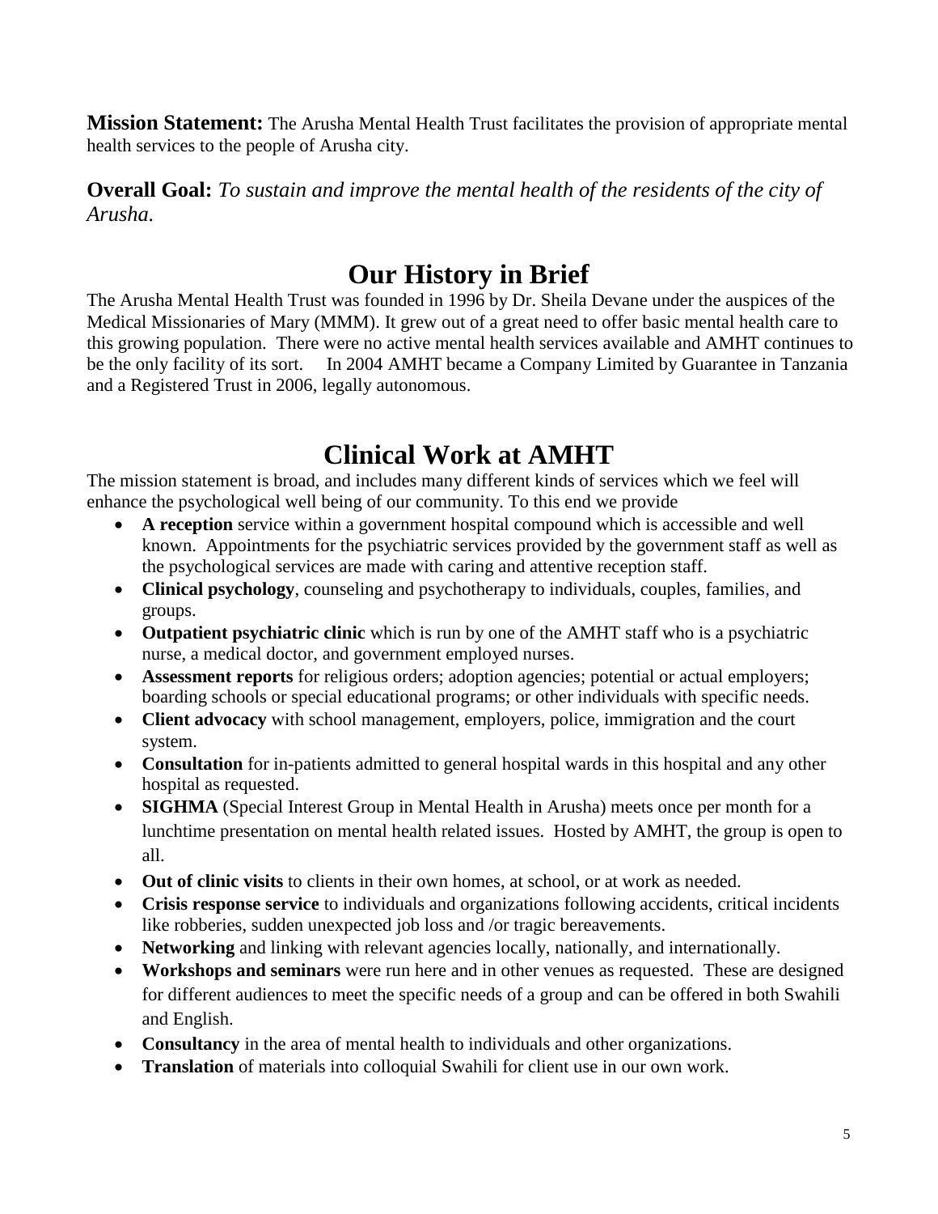**Mission Statement:** The Arusha Mental Health Trust facilitates the provision of appropriate mental health services to the people of Arusha city.

**Overall Goal:** *To sustain and improve the mental health of the residents of the city of Arusha.*

# Our History in Brief

The Arusha Mental Health Trust was founded in 1996 by Dr. Sheila Devane under the auspices of the Medical Missionaries of Mary (MMM). It grew out of a great need to offer basic mental health care to this growing population. There were no active mental health services available and AMHT continues to be the only facility of its sort. In 2004 AMHT became a Company Limited by Guarantee in Tanzania and a Registered Trust in 2006, legally autonomous.

# Clinical Work at AMHT

The mission statement is broad, and includes many different kinds of services which we feel will enhance the psychological well being of our community. To this end we provide

- **A reception** service within a government hospital compound which is accessible and well known. Appointments for the psychiatric services provided by the government staff as well as the psychological services are made with caring and attentive reception staff.
- **Clinical psychology**, counseling and psychotherapy to individuals, couples, families, and groups.
- **Outpatient psychiatric clinic** which is run by one of the AMHT staff who is a psychiatric nurse, a medical doctor, and government employed nurses.
- **Assessment reports** for religious orders; adoption agencies; potential or actual employers; boarding schools or special educational programs; or other individuals with specific needs.
- **Client advocacy** with school management, employers, police, immigration and the court system.
- **Consultation** for in-patients admitted to general hospital wards in this hospital and any other hospital as requested.
- **SIGHMA** (Special Interest Group in Mental Health in Arusha) meets once per month for a lunchtime presentation on mental health related issues. Hosted by AMHT, the group is open to all.
- **Out of clinic visits** to clients in their own homes, at school, or at work as needed.
- **Crisis response service** to individuals and organizations following accidents, critical incidents like robberies, sudden unexpected job loss and /or tragic bereavements.
- **Networking** and linking with relevant agencies locally, nationally, and internationally.
- **Workshops and seminars** were run here and in other venues as requested. These are designed for different audiences to meet the specific needs of a group and can be offered in both Swahili and English.
- **Consultancy** in the area of mental health to individuals and other organizations.
- **Translation** of materials into colloquial Swahili for client use in our own work.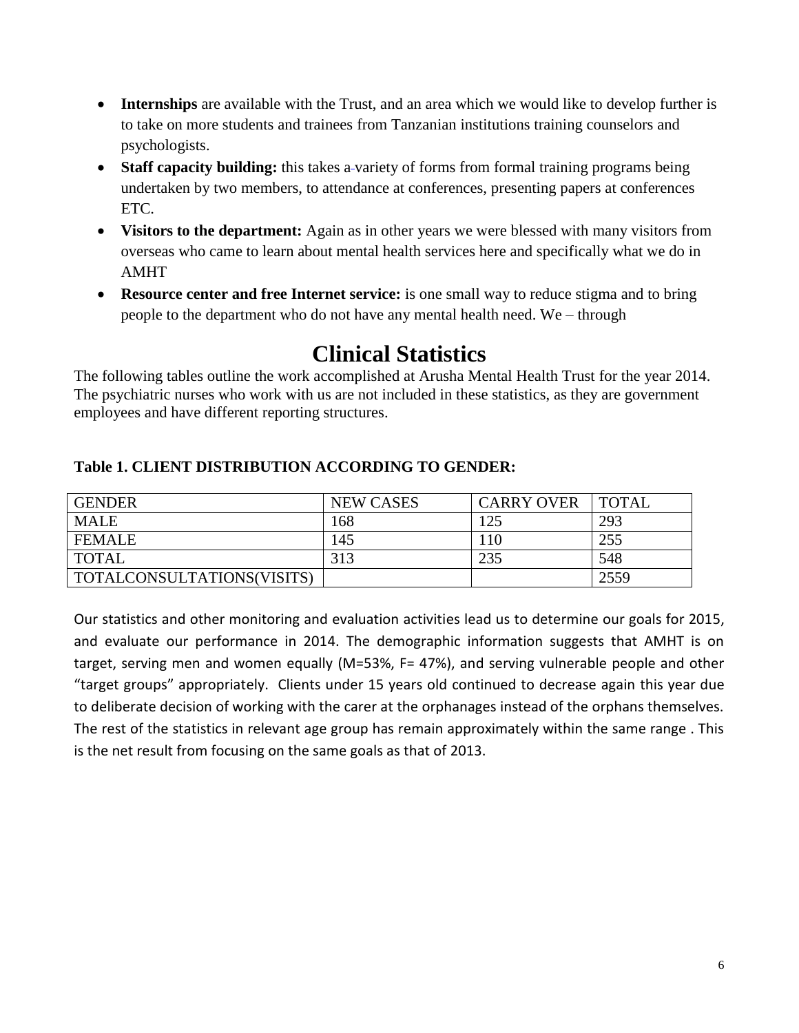- **Internships** are available with the Trust, and an area which we would like to develop further is to take on more students and trainees from Tanzanian institutions training counselors and psychologists.
- **Staff capacity building:** this takes a variety of forms from formal training programs being undertaken by two members, to attendance at conferences, presenting papers at conferences ETC.
- **Visitors to the department:** Again as in other years we were blessed with many visitors from overseas who came to learn about mental health services here and specifically what we do in AMHT
- **Resource center and free Internet service:** is one small way to reduce stigma and to bring people to the department who do not have any mental health need. We – through

# Clinical Statistics

The following tables outline the work accomplished at Arusha Mental Health Trust for the year 2014. The psychiatric nurses who work with us are not included in these statistics, as they are government employees and have different reporting structures.

**Table 1. CLIENT DISTRIBUTION ACCORDING TO GENDER:**

| GENDER | NEW CASES | CARRY OVER | TOTAL |
|---|---|---|---|
| MALE | 168 | 125 | 293 |
| FEMALE | 145 | 110 | 255 |
| TOTAL | 313 | 235 | 548 |
| TOTALCONSULTATIONS(VISITS) | | | 2559 |

Our statistics and other monitoring and evaluation activities lead us to determine our goals for 2015, and evaluate our performance in 2014. The demographic information suggests that AMHT is on target, serving men and women equally (M=53%, F= 47%), and serving vulnerable people and other "target groups" appropriately. Clients under 15 years old continued to decrease again this year due to deliberate decision of working with the carer at the orphanages instead of the orphans themselves. The rest of the statistics in relevant age group has remain approximately within the same range . This is the net result from focusing on the same goals as that of 2013.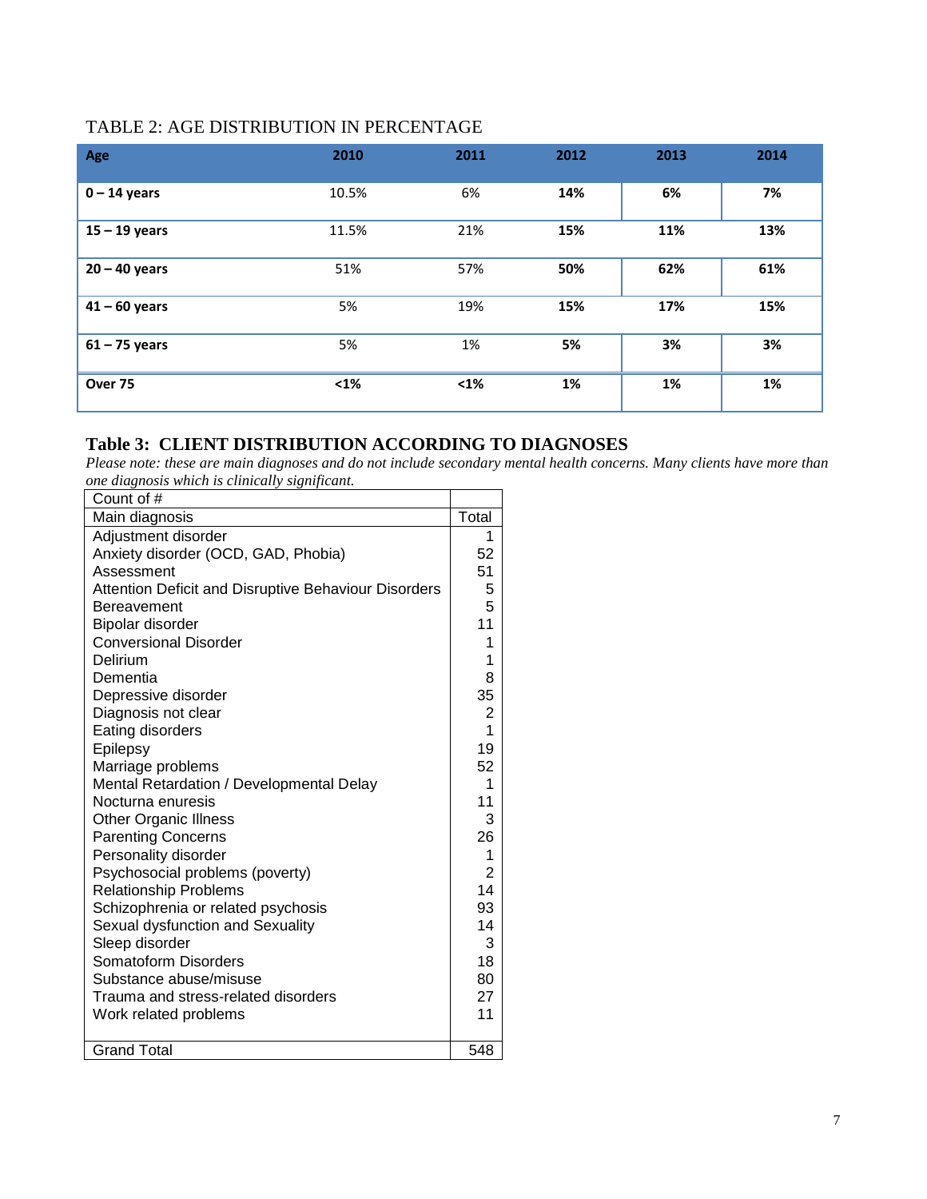TABLE 2: AGE DISTRIBUTION IN PERCENTAGE

| Age | 2010 | 2011 | 2012 | 2013 | 2014 |
|---|---|---|---|---|---|
| **0 – 14 years** | 10.5% | 6% | **14%** | **6%** | **7%** |
| **15 – 19 years** | 11.5% | 21% | **15%** | **11%** | **13%** |
| **20 – 40 years** | 51% | 57% | **50%** | **62%** | **61%** |
| **41 – 60 years** | 5% | 19% | **15%** | **17%** | **15%** |
| **61 – 75 years** | 5% | 1% | **5%** | **3%** | **3%** |
| **Over 75** | **<1%** | **<1%** | **1%** | **1%** | **1%** |

## Table 3: CLIENT DISTRIBUTION ACCORDING TO DIAGNOSES

*Please note: these are main diagnoses and do not include secondary mental health concerns. Many clients have more than one diagnosis which is clinically significant.*

| Count of # | |
|---|---|
| Main diagnosis | Total |
| Adjustment disorder | 1 |
| Anxiety disorder (OCD, GAD, Phobia) | 52 |
| Assessment | 51 |
| Attention Deficit and Disruptive Behaviour Disorders | 5 |
| Bereavement | 5 |
| Bipolar disorder | 11 |
| Conversional Disorder | 1 |
| Delirium | 1 |
| Dementia | 8 |
| Depressive disorder | 35 |
| Diagnosis not clear | 2 |
| Eating disorders | 1 |
| Epilepsy | 19 |
| Marriage problems | 52 |
| Mental Retardation / Developmental Delay | 1 |
| Nocturna enuresis | 11 |
| Other Organic Illness | 3 |
| Parenting Concerns | 26 |
| Personality disorder | 1 |
| Psychosocial problems (poverty) | 2 |
| Relationship Problems | 14 |
| Schizophrenia or related psychosis | 93 |
| Sexual dysfunction and Sexuality | 14 |
| Sleep disorder | 3 |
| Somatoform Disorders | 18 |
| Substance abuse/misuse | 80 |
| Trauma and stress-related disorders | 27 |
| Work related problems | 11 |
| Grand Total | 548 |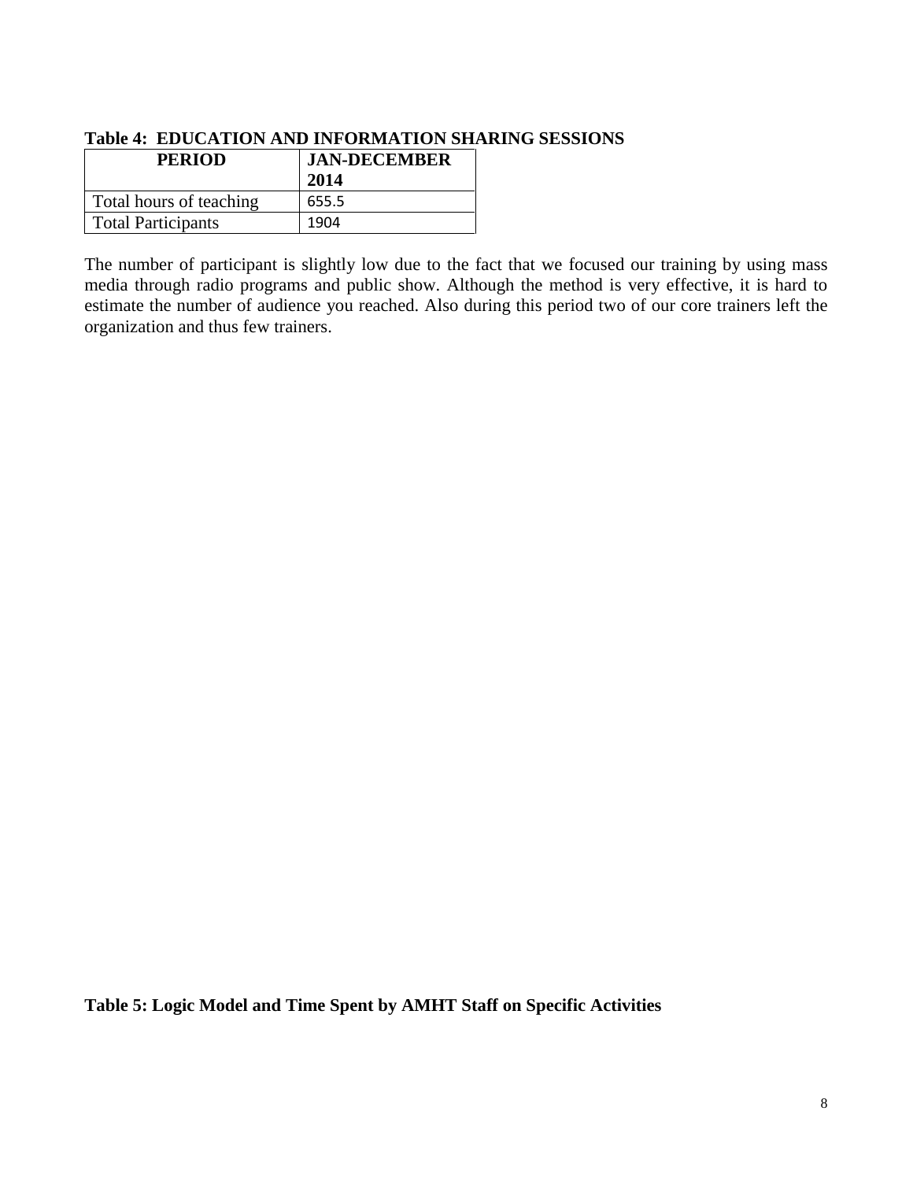**Table 4: EDUCATION AND INFORMATION SHARING SESSIONS**

| PERIOD | JAN-DECEMBER 2014 |
|---|---|
| Total hours of teaching | 655.5 |
| Total Participants | 1904 |

The number of participant is slightly low due to the fact that we focused our training by using mass media through radio programs and public show. Although the method is very effective, it is hard to estimate the number of audience you reached. Also during this period two of our core trainers left the organization and thus few trainers.

**Table 5: Logic Model and Time Spent by AMHT Staff on Specific Activities**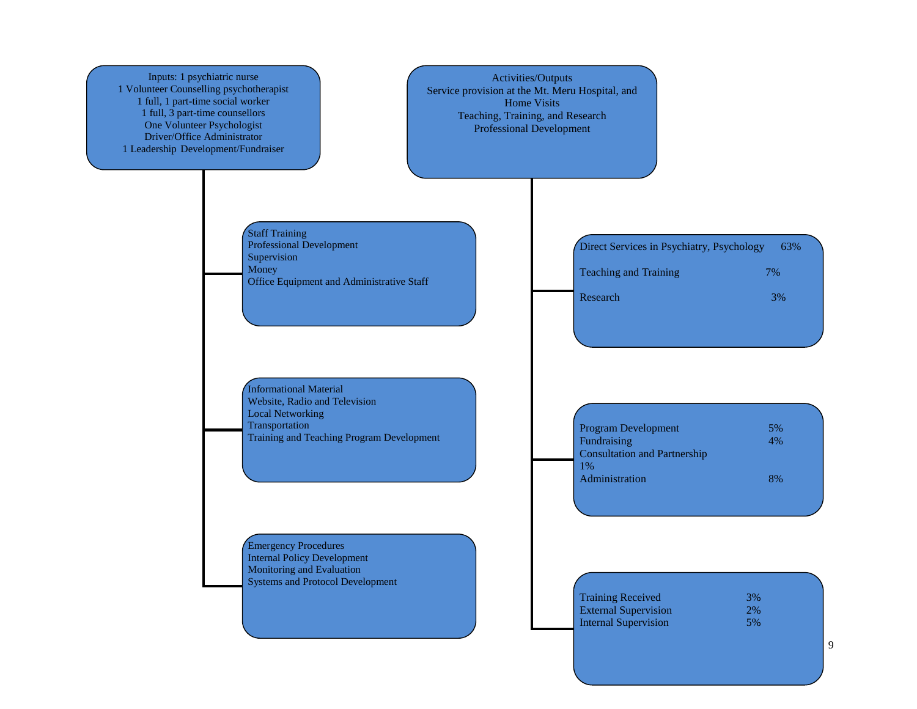Inputs: 1 psychiatric nurse
1 Volunteer Counselling psychotherapist
1 full, 1 part-time social worker
1 full, 3 part-time counsellors
One Volunteer Psychologist
Driver/Office Administrator
1 Leadership Development/Fundraiser

- Staff Training
  Professional Development
  Supervision
  Money
  Office Equipment and Administrative Staff

- Informational Material
  Website, Radio and Television
  Local Networking
  Transportation
  Training and Teaching Program Development

- Emergency Procedures
  Internal Policy Development
  Monitoring and Evaluation
  Systems and Protocol Development

Activities/Outputs
Service provision at the Mt. Meru Hospital, and Home Visits
Teaching, Training, and Research
Professional Development

| Activity | % |
|---|---|
| Direct Services in Psychiatry, Psychology | 63% |
| Teaching and Training | 7% |
| Research | 3% |

| Activity | % |
|---|---|
| Program Development | 5% |
| Fundraising | 4% |
| Consultation and Partnership | 1% |
| Administration | 8% |

| Activity | % |
|---|---|
| Training Received | 3% |
| External Supervision | 2% |
| Internal Supervision | 5% |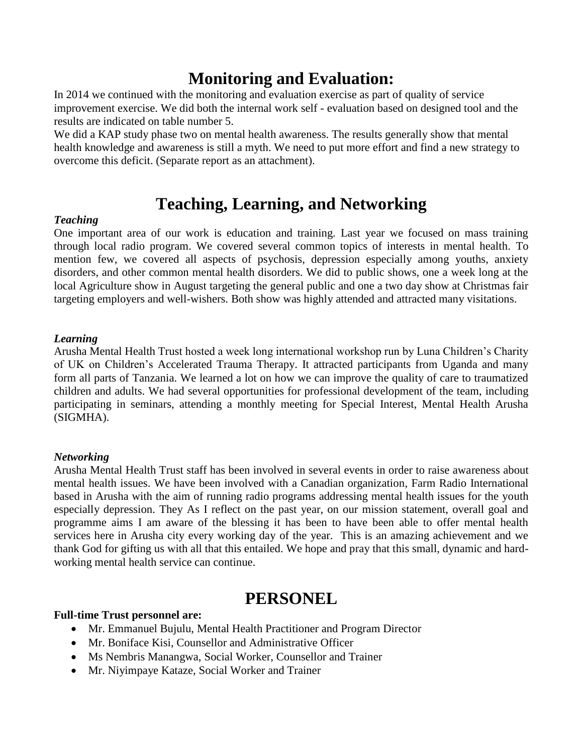# Monitoring and Evaluation:

In 2014 we continued with the monitoring and evaluation exercise as part of quality of service improvement exercise. We did both the internal work self - evaluation based on designed tool and the results are indicated on table number 5.

We did a KAP study phase two on mental health awareness. The results generally show that mental health knowledge and awareness is still a myth. We need to put more effort and find a new strategy to overcome this deficit. (Separate report as an attachment).

# Teaching, Learning, and Networking

***Teaching***

One important area of our work is education and training. Last year we focused on mass training through local radio program. We covered several common topics of interests in mental health. To mention few, we covered all aspects of psychosis, depression especially among youths, anxiety disorders, and other common mental health disorders. We did to public shows, one a week long at the local Agriculture show in August targeting the general public and one a two day show at Christmas fair targeting employers and well-wishers. Both show was highly attended and attracted many visitations.

***Learning***

Arusha Mental Health Trust hosted a week long international workshop run by Luna Children's Charity of UK on Children's Accelerated Trauma Therapy. It attracted participants from Uganda and many form all parts of Tanzania. We learned a lot on how we can improve the quality of care to traumatized children and adults. We had several opportunities for professional development of the team, including participating in seminars, attending a monthly meeting for Special Interest, Mental Health Arusha (SIGMHA).

***Networking***

Arusha Mental Health Trust staff has been involved in several events in order to raise awareness about mental health issues. We have been involved with a Canadian organization, Farm Radio International based in Arusha with the aim of running radio programs addressing mental health issues for the youth especially depression. They As I reflect on the past year, on our mission statement, overall goal and programme aims I am aware of the blessing it has been to have been able to offer mental health services here in Arusha city every working day of the year. This is an amazing achievement and we thank God for gifting us with all that this entailed. We hope and pray that this small, dynamic and hard-working mental health service can continue.

# PERSONEL

**Full-time Trust personnel are:**

- Mr. Emmanuel Bujulu, Mental Health Practitioner and Program Director
- Mr. Boniface Kisi, Counsellor and Administrative Officer
- Ms Nembris Manangwa, Social Worker, Counsellor and Trainer
- Mr. Niyimpaye Kataze, Social Worker and Trainer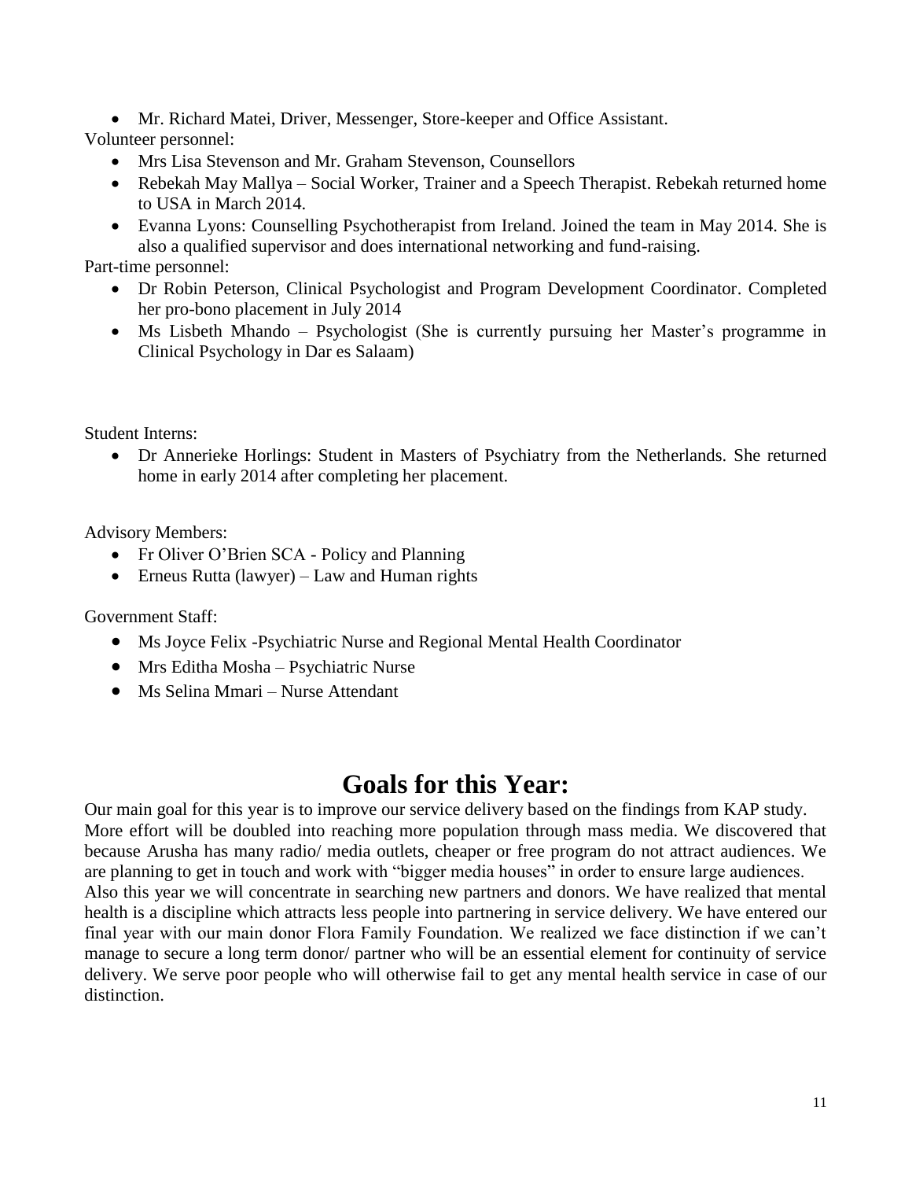- Mr. Richard Matei, Driver, Messenger, Store-keeper and Office Assistant.

Volunteer personnel:

- Mrs Lisa Stevenson and Mr. Graham Stevenson, Counsellors
- Rebekah May Mallya – Social Worker, Trainer and a Speech Therapist. Rebekah returned home to USA in March 2014.
- Evanna Lyons: Counselling Psychotherapist from Ireland. Joined the team in May 2014. She is also a qualified supervisor and does international networking and fund-raising.

Part-time personnel:

- Dr Robin Peterson, Clinical Psychologist and Program Development Coordinator. Completed her pro-bono placement in July 2014
- Ms Lisbeth Mhando – Psychologist (She is currently pursuing her Master's programme in Clinical Psychology in Dar es Salaam)

Student Interns:

- Dr Annerieke Horlings: Student in Masters of Psychiatry from the Netherlands. She returned home in early 2014 after completing her placement.

Advisory Members:

- Fr Oliver O'Brien SCA - Policy and Planning
- Erneus Rutta (lawyer) – Law and Human rights

Government Staff:

- Ms Joyce Felix -Psychiatric Nurse and Regional Mental Health Coordinator
- Mrs Editha Mosha – Psychiatric Nurse
- Ms Selina Mmari – Nurse Attendant

# Goals for this Year:

Our main goal for this year is to improve our service delivery based on the findings from KAP study. More effort will be doubled into reaching more population through mass media. We discovered that because Arusha has many radio/ media outlets, cheaper or free program do not attract audiences. We are planning to get in touch and work with "bigger media houses" in order to ensure large audiences.

Also this year we will concentrate in searching new partners and donors. We have realized that mental health is a discipline which attracts less people into partnering in service delivery. We have entered our final year with our main donor Flora Family Foundation. We realized we face distinction if we can't manage to secure a long term donor/ partner who will be an essential element for continuity of service delivery. We serve poor people who will otherwise fail to get any mental health service in case of our distinction.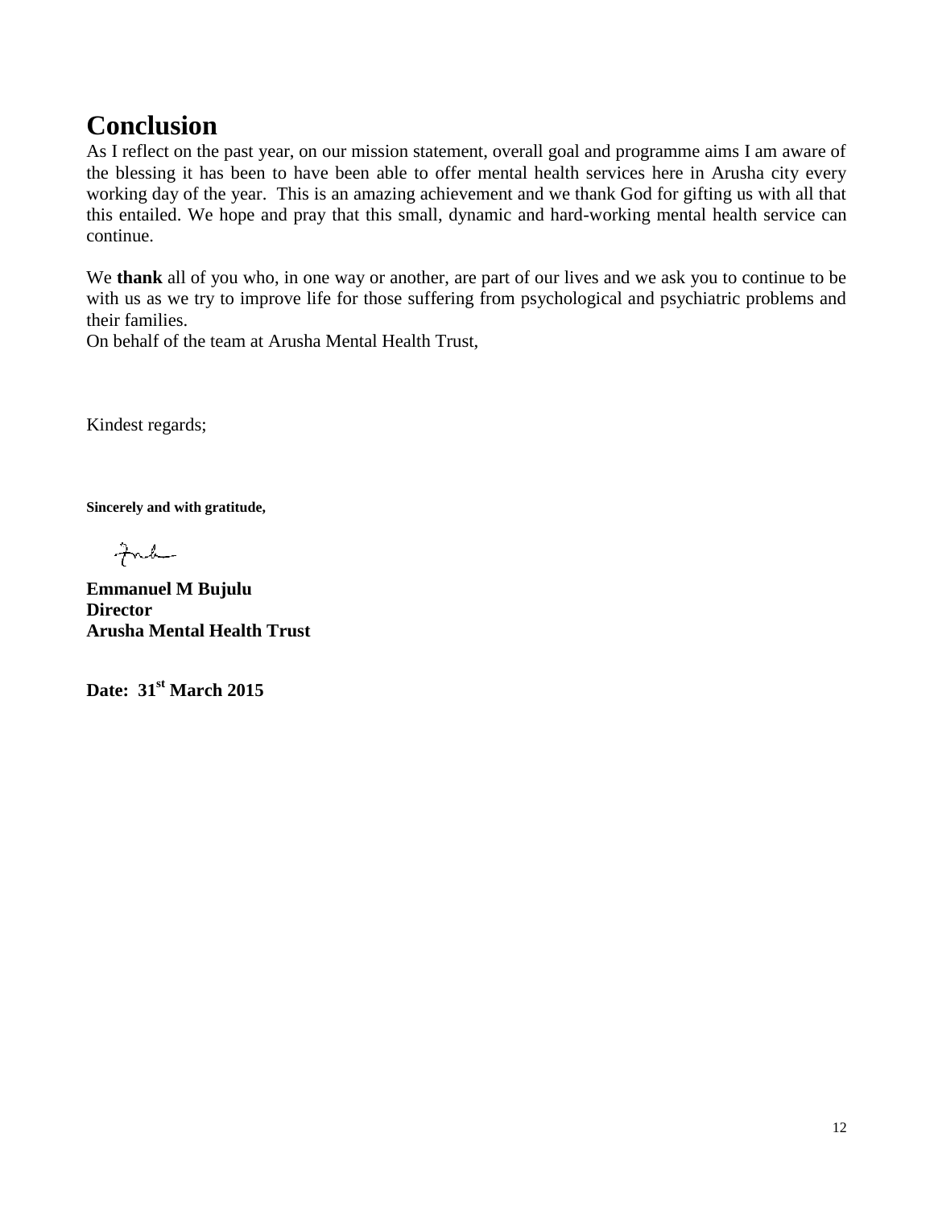# Conclusion

As I reflect on the past year, on our mission statement, overall goal and programme aims I am aware of the blessing it has been to have been able to offer mental health services here in Arusha city every working day of the year. This is an amazing achievement and we thank God for gifting us with all that this entailed. We hope and pray that this small, dynamic and hard-working mental health service can continue.

We **thank** all of you who, in one way or another, are part of our lives and we ask you to continue to be with us as we try to improve life for those suffering from psychological and psychiatric problems and their families.
On behalf of the team at Arusha Mental Health Trust,

Kindest regards;

**Sincerely and with gratitude,**

**Emmanuel M Bujulu**
**Director**
**Arusha Mental Health Trust**

**Date: 31st March 2015**